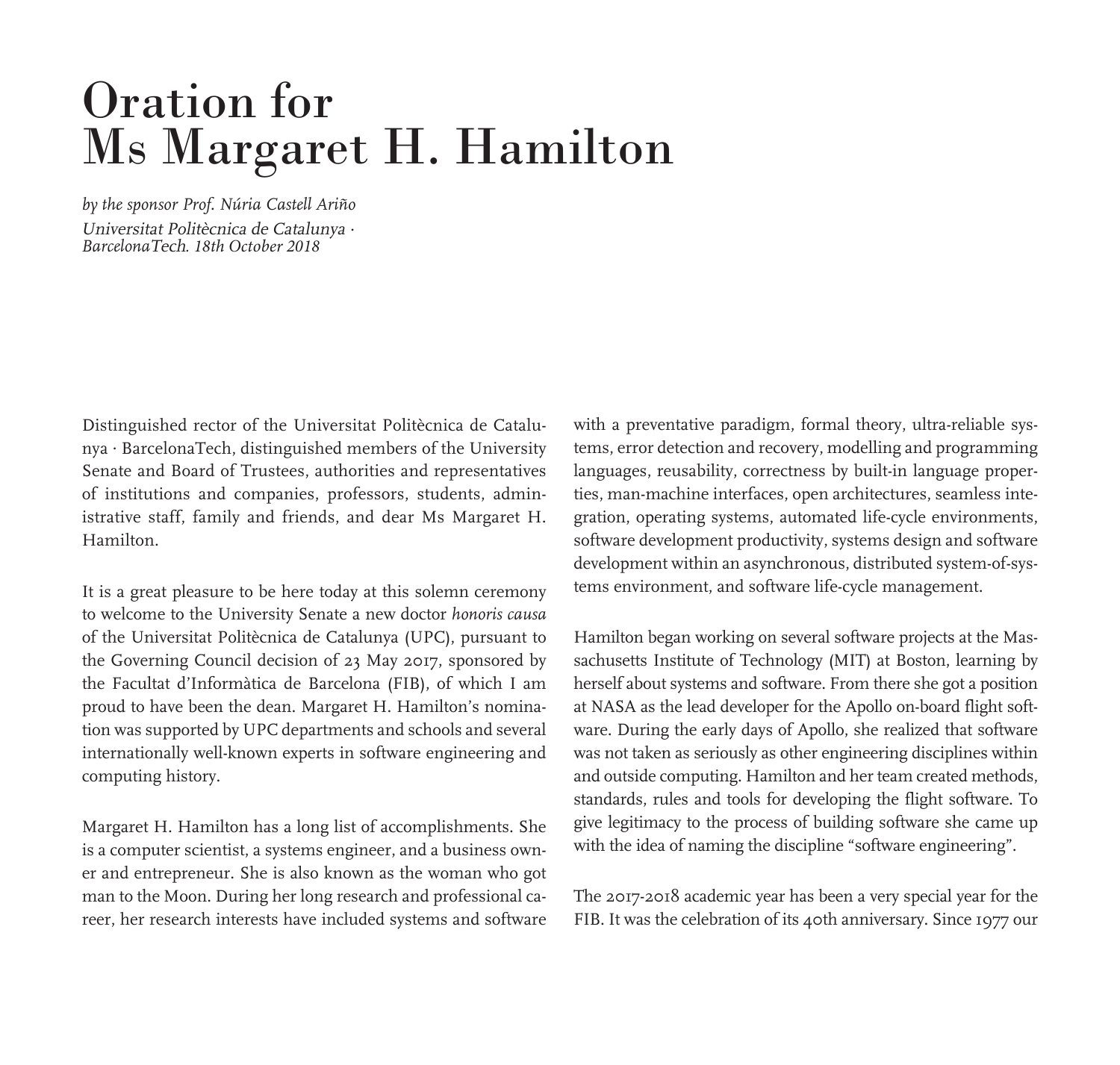# Oration for Ms Margaret H. Hamilton

*by the sponsor Prof. Núria Castell Ariño*
*Universitat Politècnica de Catalunya · BarcelonaTech. 18th October 2018*

Distinguished rector of the Universitat Politècnica de Catalunya · BarcelonaTech, distinguished members of the University Senate and Board of Trustees, authorities and representatives of institutions and companies, professors, students, administrative staff, family and friends, and dear Ms Margaret H. Hamilton.

It is a great pleasure to be here today at this solemn ceremony to welcome to the University Senate a new doctor *honoris causa* of the Universitat Politècnica de Catalunya (UPC), pursuant to the Governing Council decision of 23 May 2017, sponsored by the Facultat d'Informàtica de Barcelona (FIB), of which I am proud to have been the dean. Margaret H. Hamilton's nomination was supported by UPC departments and schools and several internationally well-known experts in software engineering and computing history.

Margaret H. Hamilton has a long list of accomplishments. She is a computer scientist, a systems engineer, and a business owner and entrepreneur. She is also known as the woman who got man to the Moon. During her long research and professional career, her research interests have included systems and software with a preventative paradigm, formal theory, ultra-reliable systems, error detection and recovery, modelling and programming languages, reusability, correctness by built-in language properties, man-machine interfaces, open architectures, seamless integration, operating systems, automated life-cycle environments, software development productivity, systems design and software development within an asynchronous, distributed system-of-systems environment, and software life-cycle management.

Hamilton began working on several software projects at the Massachusetts Institute of Technology (MIT) at Boston, learning by herself about systems and software. From there she got a position at NASA as the lead developer for the Apollo on-board flight software. During the early days of Apollo, she realized that software was not taken as seriously as other engineering disciplines within and outside computing. Hamilton and her team created methods, standards, rules and tools for developing the flight software. To give legitimacy to the process of building software she came up with the idea of naming the discipline "software engineering".

The 2017-2018 academic year has been a very special year for the FIB. It was the celebration of its 40th anniversary. Since 1977 our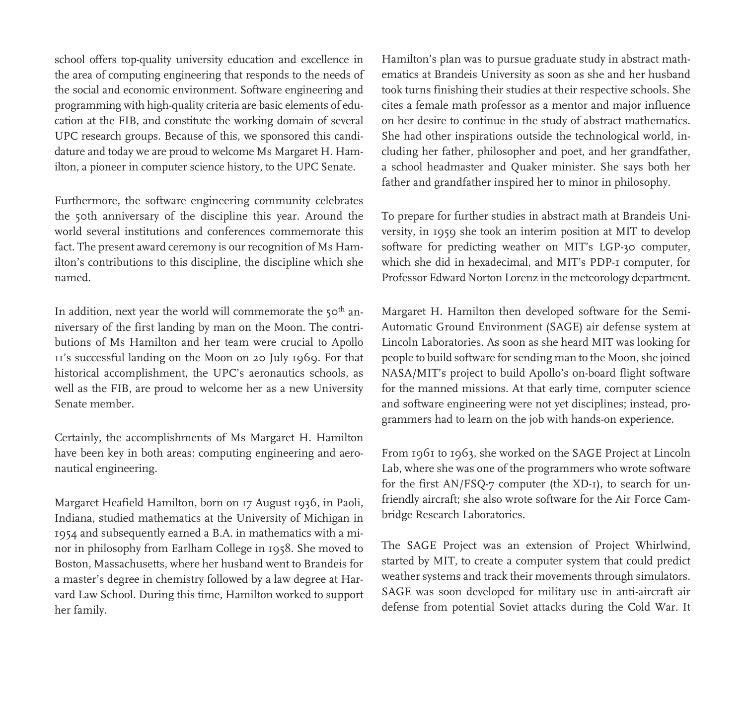school offers top-quality university education and excellence in the area of computing engineering that responds to the needs of the social and economic environment. Software engineering and programming with high-quality criteria are basic elements of education at the FIB, and constitute the working domain of several UPC research groups. Because of this, we sponsored this candidature and today we are proud to welcome Ms Margaret H. Hamilton, a pioneer in computer science history, to the UPC Senate.

Furthermore, the software engineering community celebrates the 50th anniversary of the discipline this year. Around the world several institutions and conferences commemorate this fact. The present award ceremony is our recognition of Ms Hamilton's contributions to this discipline, the discipline which she named.

In addition, next year the world will commemorate the 50$^{th}$ anniversary of the first landing by man on the Moon. The contributions of Ms Hamilton and her team were crucial to Apollo 11's successful landing on the Moon on 20 July 1969. For that historical accomplishment, the UPC's aeronautics schools, as well as the FIB, are proud to welcome her as a new University Senate member.

Certainly, the accomplishments of Ms Margaret H. Hamilton have been key in both areas: computing engineering and aeronautical engineering.

Margaret Heafield Hamilton, born on 17 August 1936, in Paoli, Indiana, studied mathematics at the University of Michigan in 1954 and subsequently earned a B.A. in mathematics with a minor in philosophy from Earlham College in 1958. She moved to Boston, Massachusetts, where her husband went to Brandeis for a master's degree in chemistry followed by a law degree at Harvard Law School. During this time, Hamilton worked to support her family.

Hamilton's plan was to pursue graduate study in abstract mathematics at Brandeis University as soon as she and her husband took turns finishing their studies at their respective schools. She cites a female math professor as a mentor and major influence on her desire to continue in the study of abstract mathematics. She had other inspirations outside the technological world, including her father, philosopher and poet, and her grandfather, a school headmaster and Quaker minister. She says both her father and grandfather inspired her to minor in philosophy.

To prepare for further studies in abstract math at Brandeis University, in 1959 she took an interim position at MIT to develop software for predicting weather on MIT's LGP-30 computer, which she did in hexadecimal, and MIT's PDP-1 computer, for Professor Edward Norton Lorenz in the meteorology department.

Margaret H. Hamilton then developed software for the Semi-Automatic Ground Environment (SAGE) air defense system at Lincoln Laboratories. As soon as she heard MIT was looking for people to build software for sending man to the Moon, she joined NASA/MIT's project to build Apollo's on-board flight software for the manned missions. At that early time, computer science and software engineering were not yet disciplines; instead, programmers had to learn on the job with hands-on experience.

From 1961 to 1963, she worked on the SAGE Project at Lincoln Lab, where she was one of the programmers who wrote software for the first AN/FSQ-7 computer (the XD-1), to search for unfriendly aircraft; she also wrote software for the Air Force Cambridge Research Laboratories.

The SAGE Project was an extension of Project Whirlwind, started by MIT, to create a computer system that could predict weather systems and track their movements through simulators. SAGE was soon developed for military use in anti-aircraft air defense from potential Soviet attacks during the Cold War. It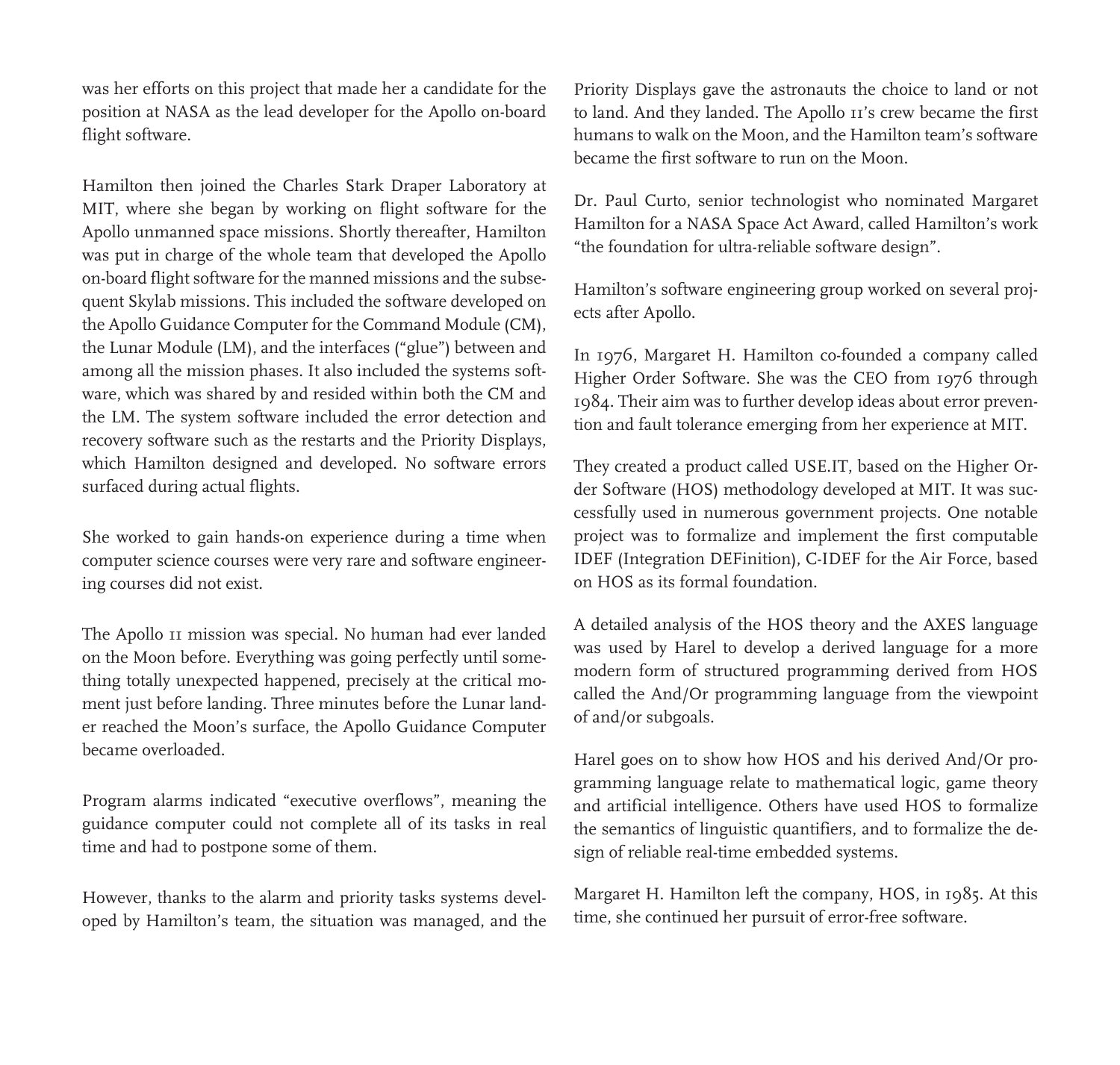was her efforts on this project that made her a candidate for the position at NASA as the lead developer for the Apollo on-board flight software.

Hamilton then joined the Charles Stark Draper Laboratory at MIT, where she began by working on flight software for the Apollo unmanned space missions. Shortly thereafter, Hamilton was put in charge of the whole team that developed the Apollo on-board flight software for the manned missions and the subsequent Skylab missions. This included the software developed on the Apollo Guidance Computer for the Command Module (CM), the Lunar Module (LM), and the interfaces ("glue") between and among all the mission phases. It also included the systems software, which was shared by and resided within both the CM and the LM. The system software included the error detection and recovery software such as the restarts and the Priority Displays, which Hamilton designed and developed. No software errors surfaced during actual flights.

She worked to gain hands-on experience during a time when computer science courses were very rare and software engineering courses did not exist.

The Apollo 11 mission was special. No human had ever landed on the Moon before. Everything was going perfectly until something totally unexpected happened, precisely at the critical moment just before landing. Three minutes before the Lunar lander reached the Moon's surface, the Apollo Guidance Computer became overloaded.

Program alarms indicated "executive overflows", meaning the guidance computer could not complete all of its tasks in real time and had to postpone some of them.

However, thanks to the alarm and priority tasks systems developed by Hamilton's team, the situation was managed, and the Priority Displays gave the astronauts the choice to land or not to land. And they landed. The Apollo 11's crew became the first humans to walk on the Moon, and the Hamilton team's software became the first software to run on the Moon.

Dr. Paul Curto, senior technologist who nominated Margaret Hamilton for a NASA Space Act Award, called Hamilton's work "the foundation for ultra-reliable software design".

Hamilton's software engineering group worked on several projects after Apollo.

In 1976, Margaret H. Hamilton co-founded a company called Higher Order Software. She was the CEO from 1976 through 1984. Their aim was to further develop ideas about error prevention and fault tolerance emerging from her experience at MIT.

They created a product called USE.IT, based on the Higher Order Software (HOS) methodology developed at MIT. It was successfully used in numerous government projects. One notable project was to formalize and implement the first computable IDEF (Integration DEFinition), C-IDEF for the Air Force, based on HOS as its formal foundation.

A detailed analysis of the HOS theory and the AXES language was used by Harel to develop a derived language for a more modern form of structured programming derived from HOS called the And/Or programming language from the viewpoint of and/or subgoals.

Harel goes on to show how HOS and his derived And/Or programming language relate to mathematical logic, game theory and artificial intelligence. Others have used HOS to formalize the semantics of linguistic quantifiers, and to formalize the design of reliable real-time embedded systems.

Margaret H. Hamilton left the company, HOS, in 1985. At this time, she continued her pursuit of error-free software.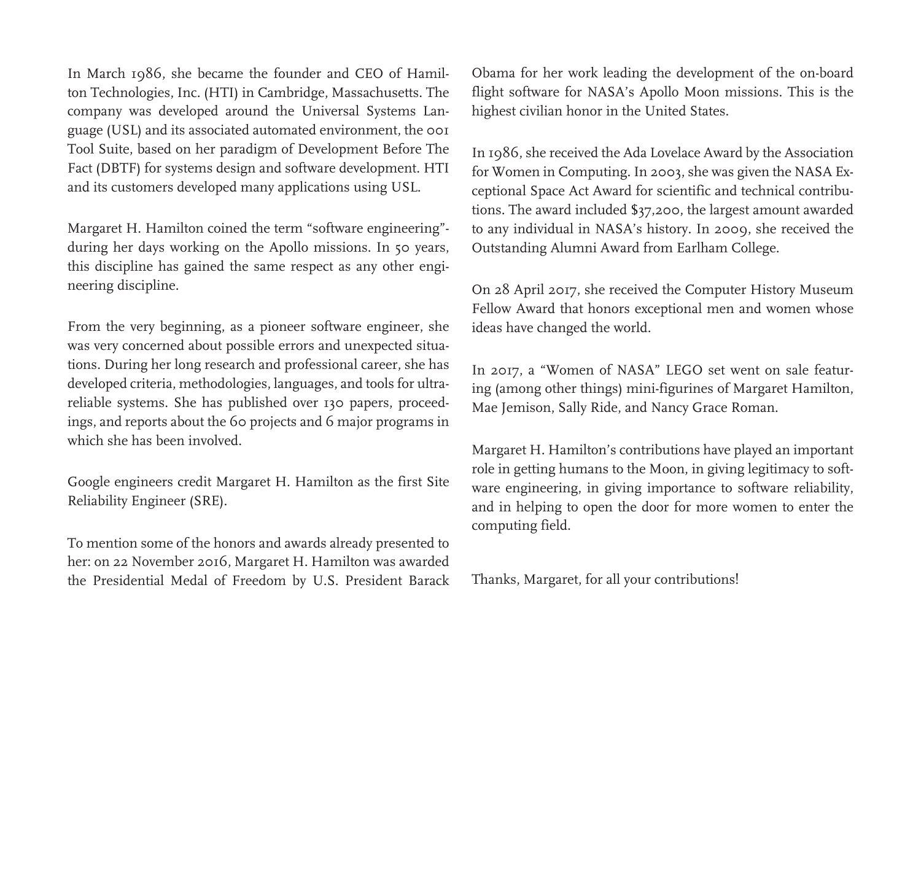In March 1986, she became the founder and CEO of Hamilton Technologies, Inc. (HTI) in Cambridge, Massachusetts. The company was developed around the Universal Systems Language (USL) and its associated automated environment, the 001 Tool Suite, based on her paradigm of Development Before The Fact (DBTF) for systems design and software development. HTI and its customers developed many applications using USL.

Margaret H. Hamilton coined the term "software engineering"- during her days working on the Apollo missions. In 50 years, this discipline has gained the same respect as any other engineering discipline.

From the very beginning, as a pioneer software engineer, she was very concerned about possible errors and unexpected situations. During her long research and professional career, she has developed criteria, methodologies, languages, and tools for ultra-reliable systems. She has published over 130 papers, proceedings, and reports about the 60 projects and 6 major programs in which she has been involved.

Google engineers credit Margaret H. Hamilton as the first Site Reliability Engineer (SRE).

To mention some of the honors and awards already presented to her: on 22 November 2016, Margaret H. Hamilton was awarded the Presidential Medal of Freedom by U.S. President Barack Obama for her work leading the development of the on-board flight software for NASA's Apollo Moon missions. This is the highest civilian honor in the United States.

In 1986, she received the Ada Lovelace Award by the Association for Women in Computing. In 2003, she was given the NASA Exceptional Space Act Award for scientific and technical contributions. The award included $37,200, the largest amount awarded to any individual in NASA's history. In 2009, she received the Outstanding Alumni Award from Earlham College.

On 28 April 2017, she received the Computer History Museum Fellow Award that honors exceptional men and women whose ideas have changed the world.

In 2017, a "Women of NASA" LEGO set went on sale featuring (among other things) mini-figurines of Margaret Hamilton, Mae Jemison, Sally Ride, and Nancy Grace Roman.

Margaret H. Hamilton's contributions have played an important role in getting humans to the Moon, in giving legitimacy to software engineering, in giving importance to software reliability, and in helping to open the door for more women to enter the computing field.

Thanks, Margaret, for all your contributions!